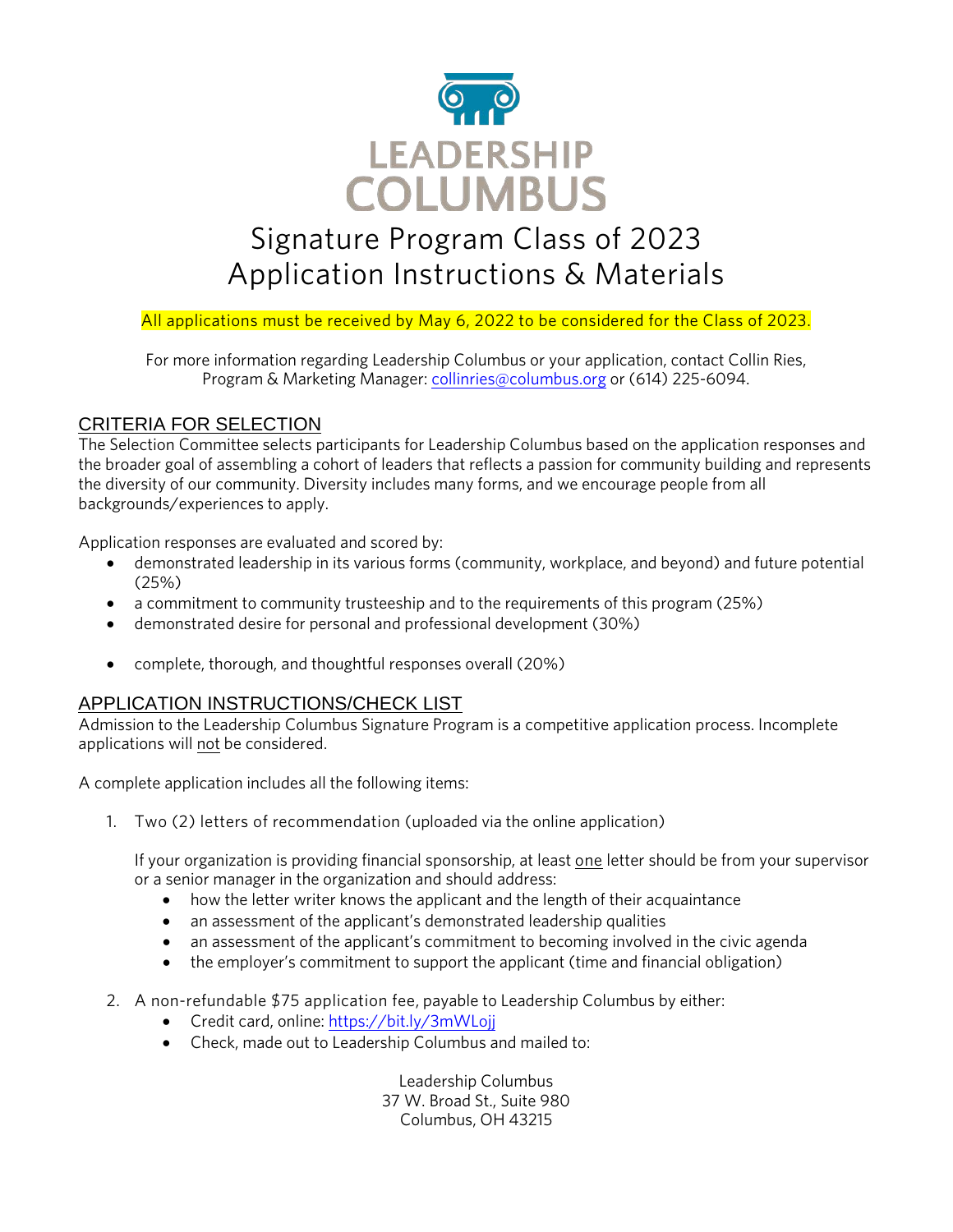# LEADERSHIP COLUMBUS

# Signature Program Class of 2023
# Application Instructions & Materials

All applications must be received by May 6, 2022 to be considered for the Class of 2023.

For more information regarding Leadership Columbus or your application, contact Collin Ries, Program & Marketing Manager: collinries@columbus.org or (614) 225-6094.

## CRITERIA FOR SELECTION

The Selection Committee selects participants for Leadership Columbus based on the application responses and the broader goal of assembling a cohort of leaders that reflects a passion for community building and represents the diversity of our community. Diversity includes many forms, and we encourage people from all backgrounds/experiences to apply.

Application responses are evaluated and scored by:

- demonstrated leadership in its various forms (community, workplace, and beyond) and future potential (25%)
- a commitment to community trusteeship and to the requirements of this program (25%)
- demonstrated desire for personal and professional development (30%)
- complete, thorough, and thoughtful responses overall (20%)

## APPLICATION INSTRUCTIONS/CHECK LIST

Admission to the Leadership Columbus Signature Program is a competitive application process. Incomplete applications will not be considered.

A complete application includes all the following items:

1. Two (2) letters of recommendation (uploaded via the online application)

   If your organization is providing financial sponsorship, at least one letter should be from your supervisor or a senior manager in the organization and should address:
   - how the letter writer knows the applicant and the length of their acquaintance
   - an assessment of the applicant's demonstrated leadership qualities
   - an assessment of the applicant's commitment to becoming involved in the civic agenda
   - the employer's commitment to support the applicant (time and financial obligation)

2. A non-refundable $75 application fee, payable to Leadership Columbus by either:
   - Credit card, online: https://bit.ly/3mWLojj
   - Check, made out to Leadership Columbus and mailed to:

     Leadership Columbus
     37 W. Broad St., Suite 980
     Columbus, OH 43215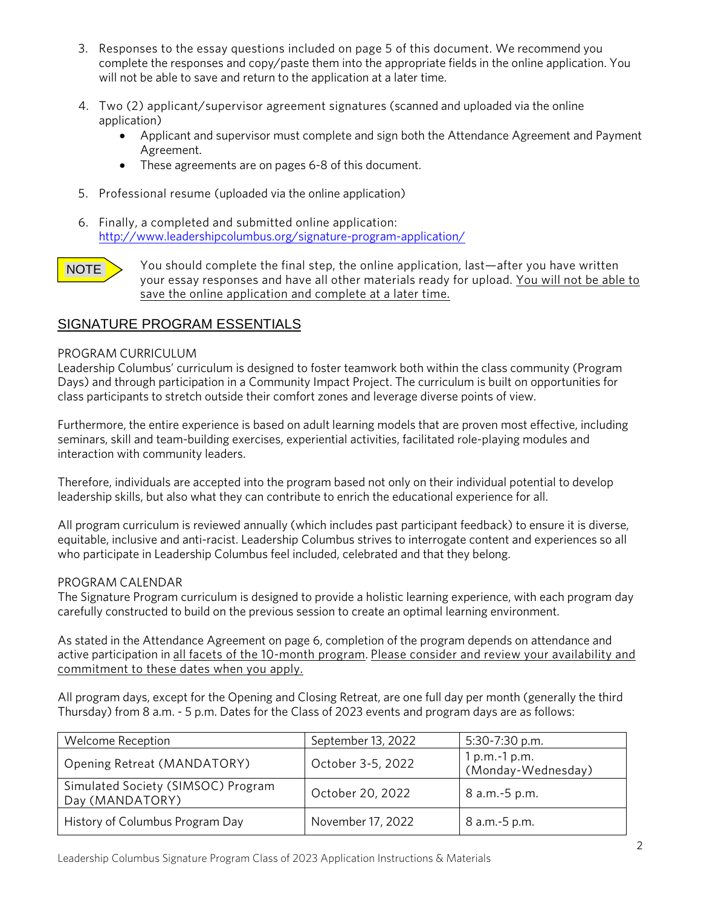3. Responses to the essay questions included on page 5 of this document. We recommend you complete the responses and copy/paste them into the appropriate fields in the online application. You will not be able to save and return to the application at a later time.

4. Two (2) applicant/supervisor agreement signatures (scanned and uploaded via the online application)
   - Applicant and supervisor must complete and sign both the Attendance Agreement and Payment Agreement.
   - These agreements are on pages 6-8 of this document.

5. Professional resume (uploaded via the online application)

6. Finally, a completed and submitted online application: http://www.leadershipcolumbus.org/signature-program-application/

NOTE You should complete the final step, the online application, last—after you have written your essay responses and have all other materials ready for upload. You will not be able to save the online application and complete at a later time.

## SIGNATURE PROGRAM ESSENTIALS

PROGRAM CURRICULUM

Leadership Columbus' curriculum is designed to foster teamwork both within the class community (Program Days) and through participation in a Community Impact Project. The curriculum is built on opportunities for class participants to stretch outside their comfort zones and leverage diverse points of view.

Furthermore, the entire experience is based on adult learning models that are proven most effective, including seminars, skill and team-building exercises, experiential activities, facilitated role-playing modules and interaction with community leaders.

Therefore, individuals are accepted into the program based not only on their individual potential to develop leadership skills, but also what they can contribute to enrich the educational experience for all.

All program curriculum is reviewed annually (which includes past participant feedback) to ensure it is diverse, equitable, inclusive and anti-racist. Leadership Columbus strives to interrogate content and experiences so all who participate in Leadership Columbus feel included, celebrated and that they belong.

PROGRAM CALENDAR

The Signature Program curriculum is designed to provide a holistic learning experience, with each program day carefully constructed to build on the previous session to create an optimal learning environment.

As stated in the Attendance Agreement on page 6, completion of the program depends on attendance and active participation in all facets of the 10-month program. Please consider and review your availability and commitment to these dates when you apply.

All program days, except for the Opening and Closing Retreat, are one full day per month (generally the third Thursday) from 8 a.m. - 5 p.m. Dates for the Class of 2023 events and program days are as follows:

| | | |
|---|---|---|
| Welcome Reception | September 13, 2022 | 5:30-7:30 p.m. |
| Opening Retreat (MANDATORY) | October 3-5, 2022 | 1 p.m.-1 p.m. (Monday-Wednesday) |
| Simulated Society (SIMSOC) Program Day (MANDATORY) | October 20, 2022 | 8 a.m.-5 p.m. |
| History of Columbus Program Day | November 17, 2022 | 8 a.m.-5 p.m. |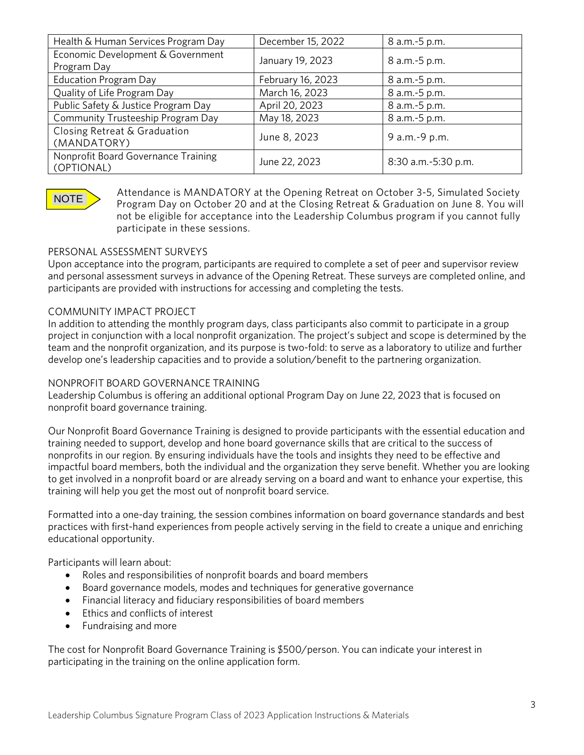| Health & Human Services Program Day | December 15, 2022 | 8 a.m.-5 p.m. |
|---|---|---|
| Economic Development & Government Program Day | January 19, 2023 | 8 a.m.-5 p.m. |
| Education Program Day | February 16, 2023 | 8 a.m.-5 p.m. |
| Quality of Life Program Day | March 16, 2023 | 8 a.m.-5 p.m. |
| Public Safety & Justice Program Day | April 20, 2023 | 8 a.m.-5 p.m. |
| Community Trusteeship Program Day | May 18, 2023 | 8 a.m.-5 p.m. |
| Closing Retreat & Graduation (MANDATORY) | June 8, 2023 | 9 a.m.-9 p.m. |
| Nonprofit Board Governance Training (OPTIONAL) | June 22, 2023 | 8:30 a.m.-5:30 p.m. |

NOTE Attendance is MANDATORY at the Opening Retreat on October 3-5, Simulated Society Program Day on October 20 and at the Closing Retreat & Graduation on June 8. You will not be eligible for acceptance into the Leadership Columbus program if you cannot fully participate in these sessions.

## PERSONAL ASSESSMENT SURVEYS

Upon acceptance into the program, participants are required to complete a set of peer and supervisor review and personal assessment surveys in advance of the Opening Retreat. These surveys are completed online, and participants are provided with instructions for accessing and completing the tests.

## COMMUNITY IMPACT PROJECT

In addition to attending the monthly program days, class participants also commit to participate in a group project in conjunction with a local nonprofit organization. The project's subject and scope is determined by the team and the nonprofit organization, and its purpose is two-fold: to serve as a laboratory to utilize and further develop one's leadership capacities and to provide a solution/benefit to the partnering organization.

## NONPROFIT BOARD GOVERNANCE TRAINING

Leadership Columbus is offering an additional optional Program Day on June 22, 2023 that is focused on nonprofit board governance training.

Our Nonprofit Board Governance Training is designed to provide participants with the essential education and training needed to support, develop and hone board governance skills that are critical to the success of nonprofits in our region. By ensuring individuals have the tools and insights they need to be effective and impactful board members, both the individual and the organization they serve benefit. Whether you are looking to get involved in a nonprofit board or are already serving on a board and want to enhance your expertise, this training will help you get the most out of nonprofit board service.

Formatted into a one-day training, the session combines information on board governance standards and best practices with first-hand experiences from people actively serving in the field to create a unique and enriching educational opportunity.

Participants will learn about:

- Roles and responsibilities of nonprofit boards and board members
- Board governance models, modes and techniques for generative governance
- Financial literacy and fiduciary responsibilities of board members
- Ethics and conflicts of interest
- Fundraising and more

The cost for Nonprofit Board Governance Training is $500/person. You can indicate your interest in participating in the training on the online application form.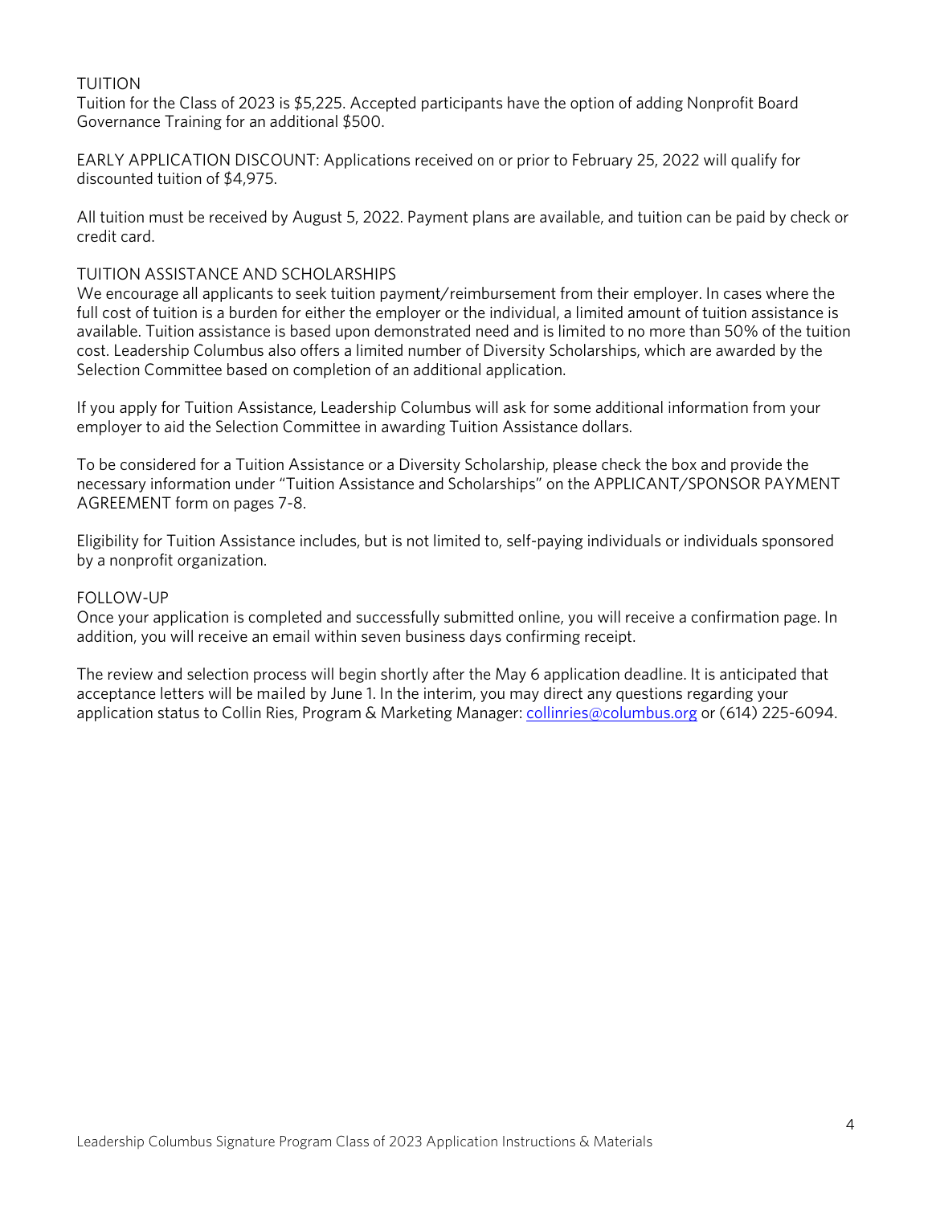## TUITION

Tuition for the Class of 2023 is $5,225. Accepted participants have the option of adding Nonprofit Board Governance Training for an additional $500.

EARLY APPLICATION DISCOUNT: Applications received on or prior to February 25, 2022 will qualify for discounted tuition of $4,975.

All tuition must be received by August 5, 2022. Payment plans are available, and tuition can be paid by check or credit card.

## TUITION ASSISTANCE AND SCHOLARSHIPS

We encourage all applicants to seek tuition payment/reimbursement from their employer. In cases where the full cost of tuition is a burden for either the employer or the individual, a limited amount of tuition assistance is available. Tuition assistance is based upon demonstrated need and is limited to no more than 50% of the tuition cost. Leadership Columbus also offers a limited number of Diversity Scholarships, which are awarded by the Selection Committee based on completion of an additional application.

If you apply for Tuition Assistance, Leadership Columbus will ask for some additional information from your employer to aid the Selection Committee in awarding Tuition Assistance dollars.

To be considered for a Tuition Assistance or a Diversity Scholarship, please check the box and provide the necessary information under "Tuition Assistance and Scholarships" on the APPLICANT/SPONSOR PAYMENT AGREEMENT form on pages 7-8.

Eligibility for Tuition Assistance includes, but is not limited to, self-paying individuals or individuals sponsored by a nonprofit organization.

## FOLLOW-UP

Once your application is completed and successfully submitted online, you will receive a confirmation page. In addition, you will receive an email within seven business days confirming receipt.

The review and selection process will begin shortly after the May 6 application deadline. It is anticipated that acceptance letters will be mailed by June 1. In the interim, you may direct any questions regarding your application status to Collin Ries, Program & Marketing Manager: collinries@columbus.org or (614) 225-6094.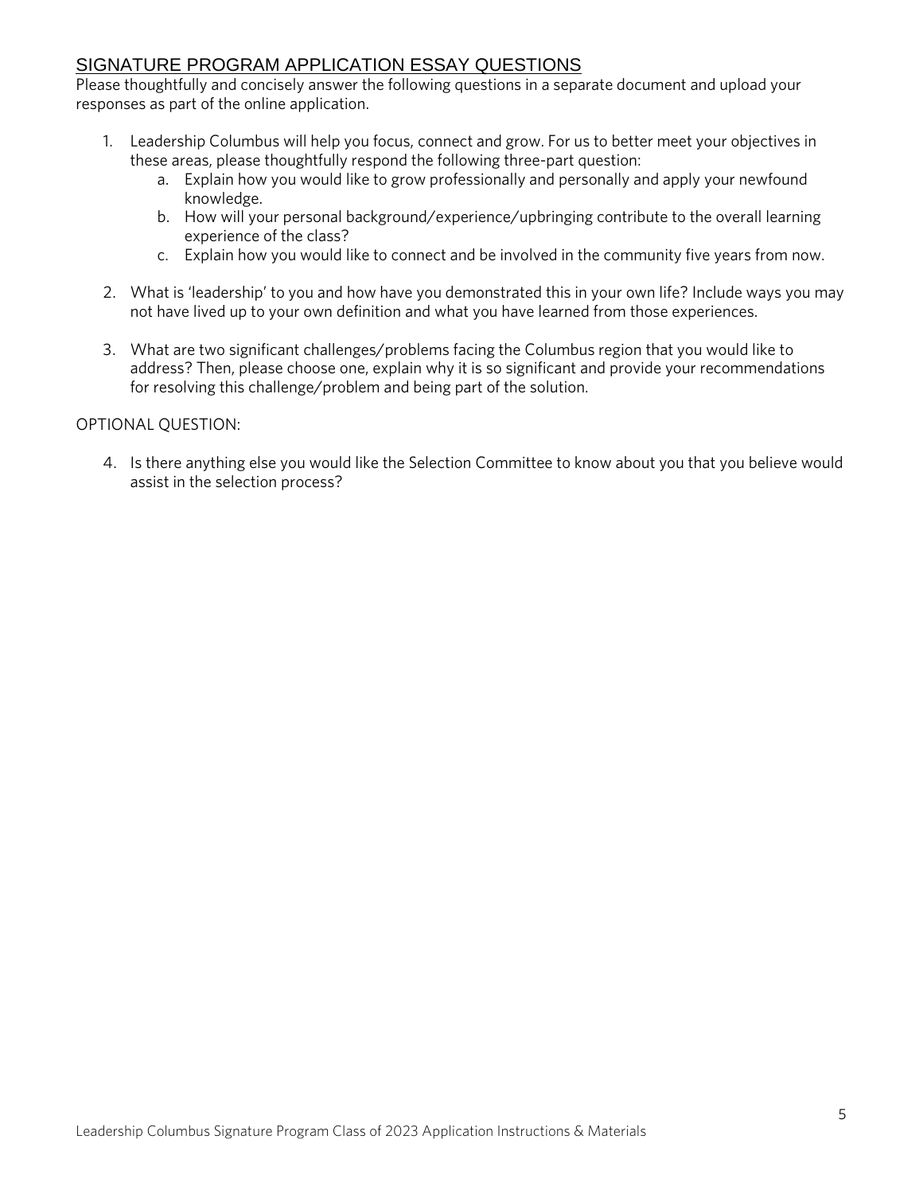## SIGNATURE PROGRAM APPLICATION ESSAY QUESTIONS

Please thoughtfully and concisely answer the following questions in a separate document and upload your responses as part of the online application.

1. Leadership Columbus will help you focus, connect and grow. For us to better meet your objectives in these areas, please thoughtfully respond the following three-part question:
   a. Explain how you would like to grow professionally and personally and apply your newfound knowledge.
   b. How will your personal background/experience/upbringing contribute to the overall learning experience of the class?
   c. Explain how you would like to connect and be involved in the community five years from now.

2. What is 'leadership' to you and how have you demonstrated this in your own life? Include ways you may not have lived up to your own definition and what you have learned from those experiences.

3. What are two significant challenges/problems facing the Columbus region that you would like to address? Then, please choose one, explain why it is so significant and provide your recommendations for resolving this challenge/problem and being part of the solution.

OPTIONAL QUESTION:

4. Is there anything else you would like the Selection Committee to know about you that you believe would assist in the selection process?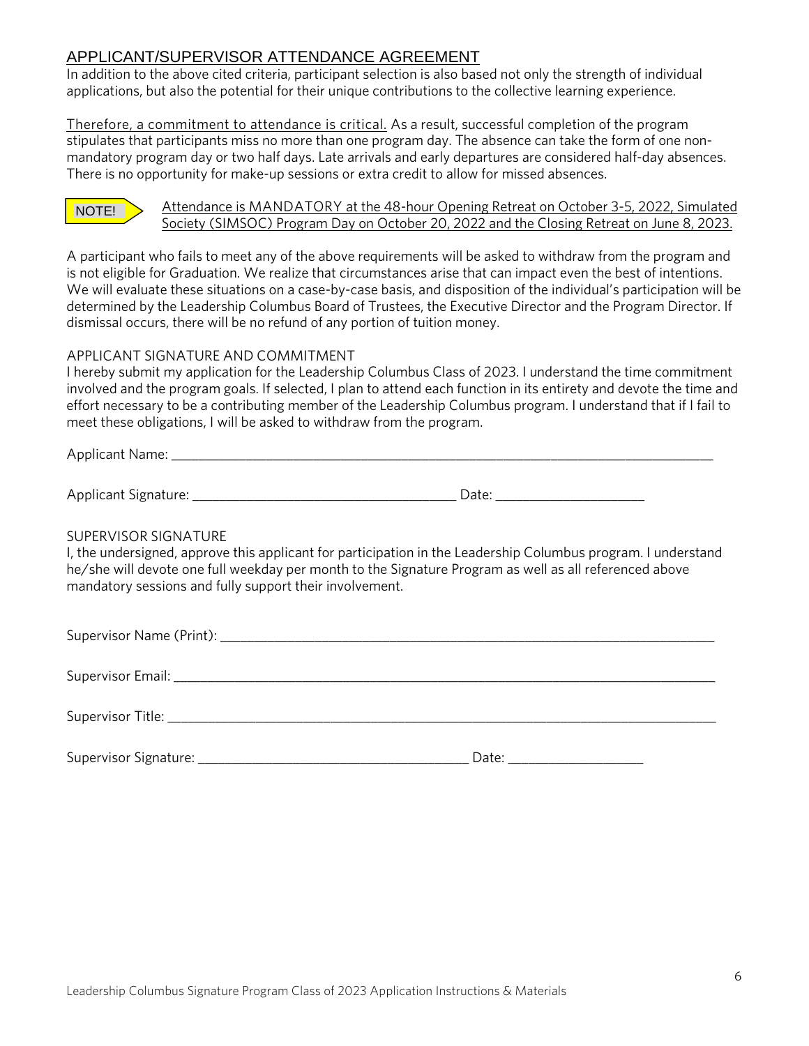## APPLICANT/SUPERVISOR ATTENDANCE AGREEMENT

In addition to the above cited criteria, participant selection is also based not only the strength of individual applications, but also the potential for their unique contributions to the collective learning experience.

Therefore, a commitment to attendance is critical. As a result, successful completion of the program stipulates that participants miss no more than one program day. The absence can take the form of one non-mandatory program day or two half days. Late arrivals and early departures are considered half-day absences. There is no opportunity for make-up sessions or extra credit to allow for missed absences.

**NOTE!** Attendance is MANDATORY at the 48-hour Opening Retreat on October 3-5, 2022, Simulated Society (SIMSOC) Program Day on October 20, 2022 and the Closing Retreat on June 8, 2023.

A participant who fails to meet any of the above requirements will be asked to withdraw from the program and is not eligible for Graduation. We realize that circumstances arise that can impact even the best of intentions. We will evaluate these situations on a case-by-case basis, and disposition of the individual's participation will be determined by the Leadership Columbus Board of Trustees, the Executive Director and the Program Director. If dismissal occurs, there will be no refund of any portion of tuition money.

### APPLICANT SIGNATURE AND COMMITMENT

I hereby submit my application for the Leadership Columbus Class of 2023. I understand the time commitment involved and the program goals. If selected, I plan to attend each function in its entirety and devote the time and effort necessary to be a contributing member of the Leadership Columbus program. I understand that if I fail to meet these obligations, I will be asked to withdraw from the program.

Applicant Name: ___________________________________________________________________________

Applicant Signature: ____________________________________ Date: ____________________

### SUPERVISOR SIGNATURE

I, the undersigned, approve this applicant for participation in the Leadership Columbus program. I understand he/she will devote one full weekday per month to the Signature Program as well as all referenced above mandatory sessions and fully support their involvement.

Supervisor Name (Print): _____________________________________________________________________

Supervisor Email: ___________________________________________________________________________

Supervisor Title: ____________________________________________________________________________

Supervisor Signature: ______________________________________ Date: ___________________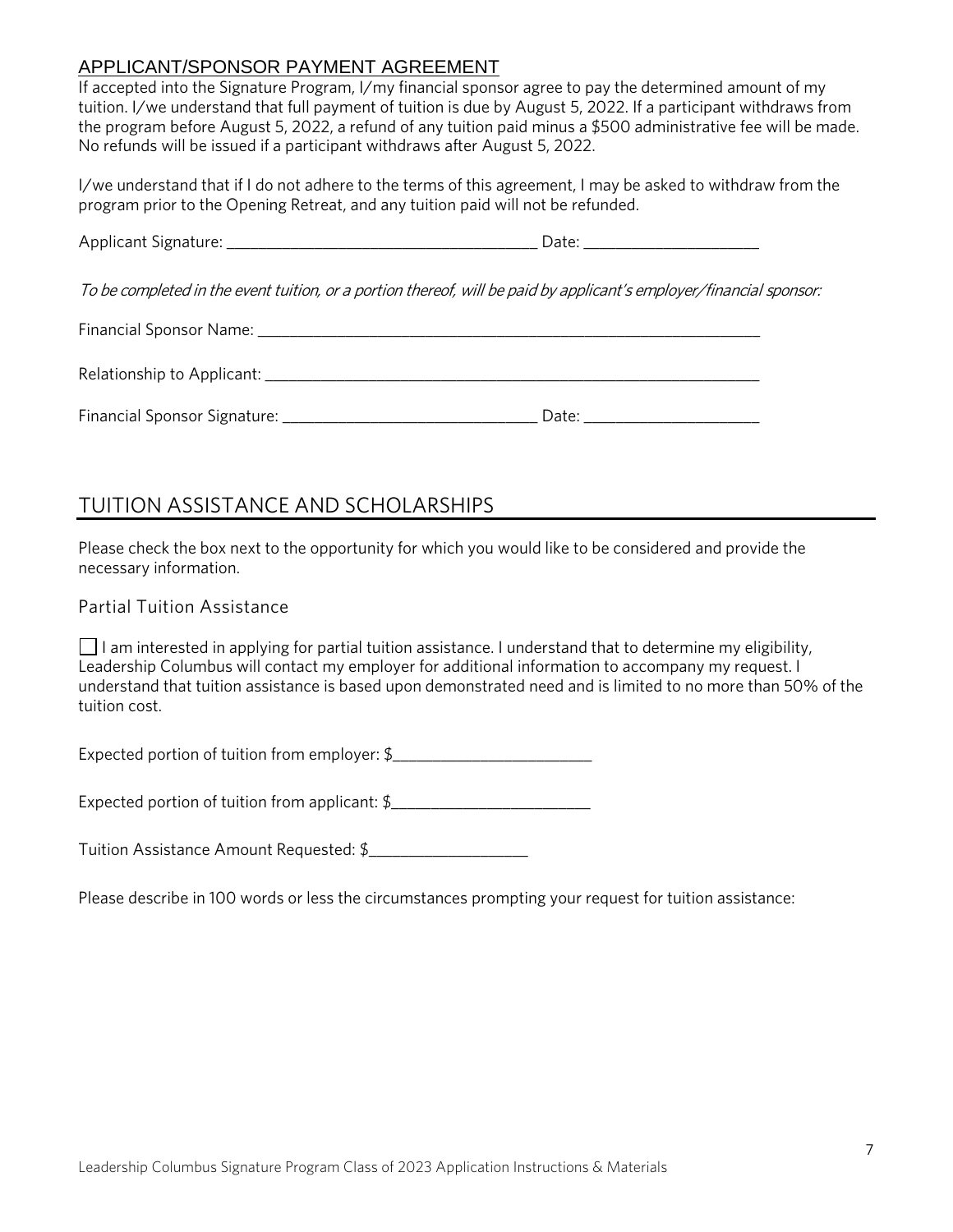## APPLICANT/SPONSOR PAYMENT AGREEMENT

If accepted into the Signature Program, I/my financial sponsor agree to pay the determined amount of my tuition. I/we understand that full payment of tuition is due by August 5, 2022. If a participant withdraws from the program before August 5, 2022, a refund of any tuition paid minus a $500 administrative fee will be made. No refunds will be issued if a participant withdraws after August 5, 2022.

I/we understand that if I do not adhere to the terms of this agreement, I may be asked to withdraw from the program prior to the Opening Retreat, and any tuition paid will not be refunded.

Applicant Signature: ______________________________________ Date: _____________________

*To be completed in the event tuition, or a portion thereof, will be paid by applicant's employer/financial sponsor:*

Financial Sponsor Name: _______________________________________________________________

Relationship to Applicant: ______________________________________________________________

Financial Sponsor Signature: _______________________________ Date: _____________________

## TUITION ASSISTANCE AND SCHOLARSHIPS

Please check the box next to the opportunity for which you would like to be considered and provide the necessary information.

### Partial Tuition Assistance

☐ I am interested in applying for partial tuition assistance. I understand that to determine my eligibility, Leadership Columbus will contact my employer for additional information to accompany my request. I understand that tuition assistance is based upon demonstrated need and is limited to no more than 50% of the tuition cost.

Expected portion of tuition from employer: $________________________

Expected portion of tuition from applicant: $________________________

Tuition Assistance Amount Requested: $___________________

Please describe in 100 words or less the circumstances prompting your request for tuition assistance: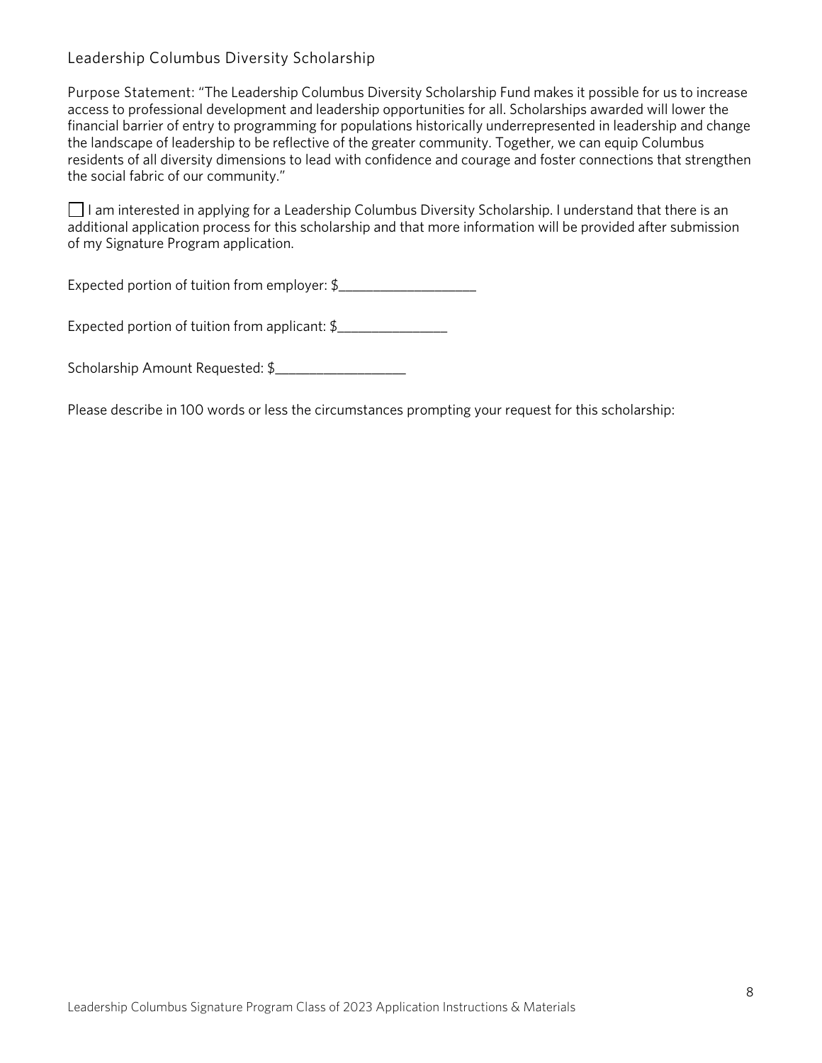## Leadership Columbus Diversity Scholarship

Purpose Statement: "The Leadership Columbus Diversity Scholarship Fund makes it possible for us to increase access to professional development and leadership opportunities for all. Scholarships awarded will lower the financial barrier of entry to programming for populations historically underrepresented in leadership and change the landscape of leadership to be reflective of the greater community. Together, we can equip Columbus residents of all diversity dimensions to lead with confidence and courage and foster connections that strengthen the social fabric of our community."

☐ I am interested in applying for a Leadership Columbus Diversity Scholarship. I understand that there is an additional application process for this scholarship and that more information will be provided after submission of my Signature Program application.

Expected portion of tuition from employer: $___________________

Expected portion of tuition from applicant: $_______________

Scholarship Amount Requested: $__________________

Please describe in 100 words or less the circumstances prompting your request for this scholarship: